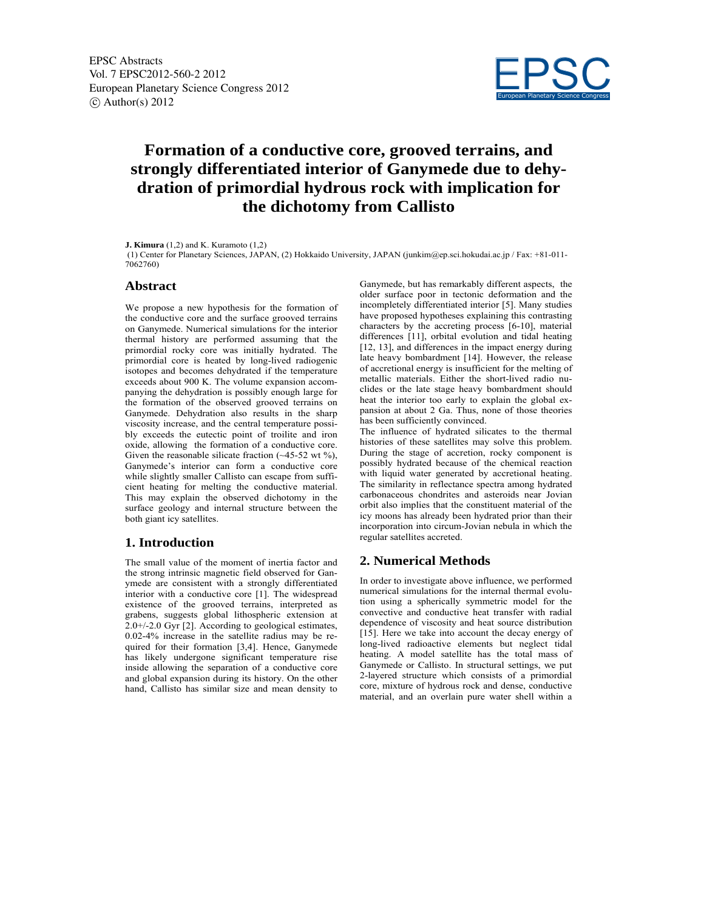# Formation of a conductive core, grooved terrains, and strongly differentiated interior of Ganymede due to dehydration of primordial hydrous rock with implication for the dichotomy from Callisto

**J. Kimura** (1,2) and K. Kuramoto (1,2)

(1) Center for Planetary Sciences, JAPAN, (2) Hokkaido University, JAPAN (junkim@ep.sci.hokudai.ac.jp / Fax: +81-011-7062760)

## Abstract

We propose a new hypothesis for the formation of the conductive core and the surface grooved terrains on Ganymede. Numerical simulations for the interior thermal history are performed assuming that the primordial rocky core was initially hydrated. The primordial core is heated by long-lived radiogenic isotopes and becomes dehydrated if the temperature exceeds about 900 K. The volume expansion accompanying the dehydration is possibly enough large for the formation of the observed grooved terrains on Ganymede. Dehydration also results in the sharp viscosity increase, and the central temperature possibly exceeds the eutectic point of troilite and iron oxide, allowing the formation of a conductive core. Given the reasonable silicate fraction (~45-52 wt %), Ganymede's interior can form a conductive core while slightly smaller Callisto can escape from sufficient heating for melting the conductive material. This may explain the observed dichotomy in the surface geology and internal structure between the both giant icy satellites.

## 1. Introduction

The small value of the moment of inertia factor and the strong intrinsic magnetic field observed for Ganymede are consistent with a strongly differentiated interior with a conductive core [1]. The widespread existence of the grooved terrains, interpreted as grabens, suggests global lithospheric extension at 2.0+/-2.0 Gyr [2]. According to geological estimates, 0.02-4% increase in the satellite radius may be required for their formation [3,4]. Hence, Ganymede has likely undergone significant temperature rise inside allowing the separation of a conductive core and global expansion during its history. On the other hand, Callisto has similar size and mean density to Ganymede, but has remarkably different aspects, the older surface poor in tectonic deformation and the incompletely differentiated interior [5]. Many studies have proposed hypotheses explaining this contrasting characters by the accreting process [6-10], material differences [11], orbital evolution and tidal heating [12, 13], and differences in the impact energy during late heavy bombardment [14]. However, the release of accretional energy is insufficient for the melting of metallic materials. Either the short-lived radio nuclides or the late stage heavy bombardment should heat the interior too early to explain the global expansion at about 2 Ga. Thus, none of those theories has been sufficiently convinced.

The influence of hydrated silicates to the thermal histories of these satellites may solve this problem. During the stage of accretion, rocky component is possibly hydrated because of the chemical reaction with liquid water generated by accretional heating. The similarity in reflectance spectra among hydrated carbonaceous chondrites and asteroids near Jovian orbit also implies that the constituent material of the icy moons has already been hydrated prior than their incorporation into circum-Jovian nebula in which the regular satellites accreted.

## 2. Numerical Methods

In order to investigate above influence, we performed numerical simulations for the internal thermal evolution using a spherically symmetric model for the convective and conductive heat transfer with radial dependence of viscosity and heat source distribution [15]. Here we take into account the decay energy of long-lived radioactive elements but neglect tidal heating. A model satellite has the total mass of Ganymede or Callisto. In structural settings, we put 2-layered structure which consists of a primordial core, mixture of hydrous rock and dense, conductive material, and an overlain pure water shell within a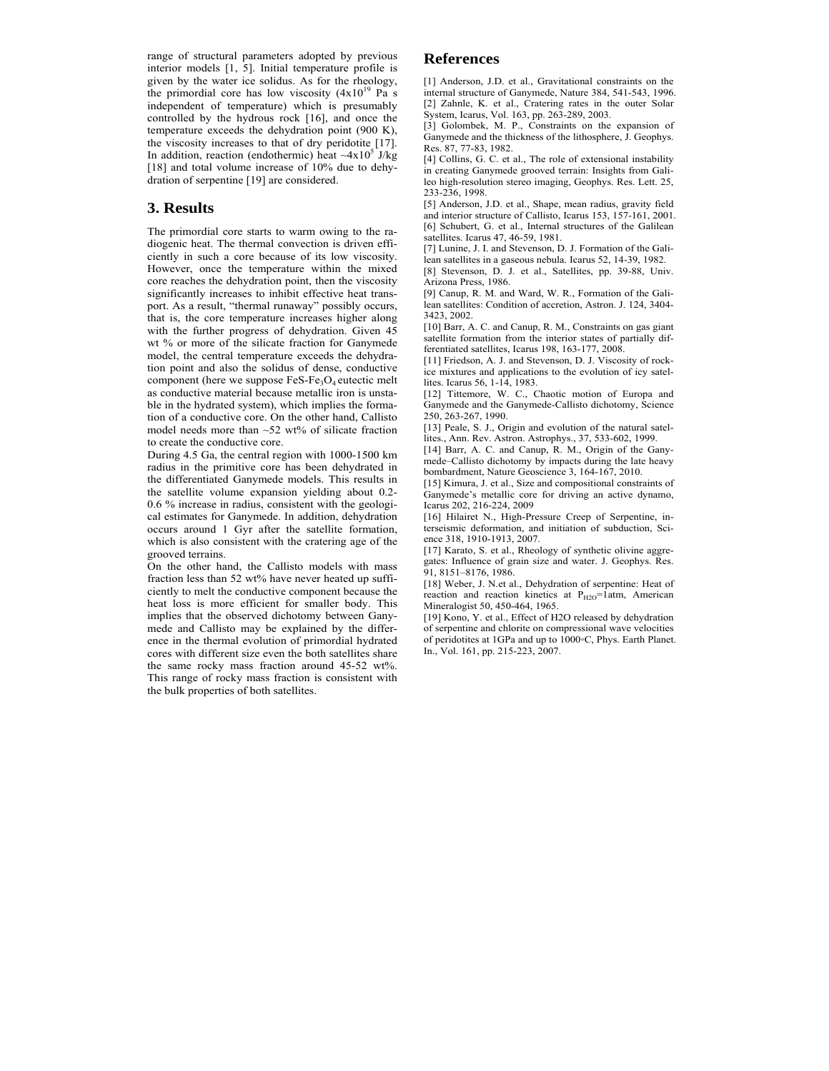range of structural parameters adopted by previous interior models [1, 5]. Initial temperature profile is given by the water ice solidus. As for the rheology, the primordial core has low viscosity ($4x10^{19}$ Pa s independent of temperature) which is presumably controlled by the hydrous rock [16], and once the temperature exceeds the dehydration point (900 K), the viscosity increases to that of dry peridotite [17]. In addition, reaction (endothermic) heat ~$4x10^5$ J/kg [18] and total volume increase of 10% due to dehydration of serpentine [19] are considered.

## 3. Results

The primordial core starts to warm owing to the radiogenic heat. The thermal convection is driven efficiently in such a core because of its low viscosity. However, once the temperature within the mixed core reaches the dehydration point, then the viscosity significantly increases to inhibit effective heat transport. As a result, "thermal runaway" possibly occurs, that is, the core temperature increases higher along with the further progress of dehydration. Given 45 wt % or more of the silicate fraction for Ganymede model, the central temperature exceeds the dehydration point and also the solidus of dense, conductive component (here we suppose FeS-$Fe_3O_4$ eutectic melt as conductive material because metallic iron is unstable in the hydrated system), which implies the formation of a conductive core. On the other hand, Callisto model needs more than ~52 wt% of silicate fraction to create the conductive core.

During 4.5 Ga, the central region with 1000-1500 km radius in the primitive core has been dehydrated in the differentiated Ganymede models. This results in the satellite volume expansion yielding about 0.2-0.6 % increase in radius, consistent with the geological estimates for Ganymede. In addition, dehydration occurs around 1 Gyr after the satellite formation, which is also consistent with the cratering age of the grooved terrains.

On the other hand, the Callisto models with mass fraction less than 52 wt% have never heated up sufficiently to melt the conductive component because the heat loss is more efficient for smaller body. This implies that the observed dichotomy between Ganymede and Callisto may be explained by the difference in the thermal evolution of primordial hydrated cores with different size even the both satellites share the same rocky mass fraction around 45-52 wt%. This range of rocky mass fraction is consistent with the bulk properties of both satellites.

## References

[1] Anderson, J.D. et al., Gravitational constraints on the internal structure of Ganymede, Nature 384, 541-543, 1996.
[2] Zahnle, K. et al., Cratering rates in the outer Solar System, Icarus, Vol. 163, pp. 263-289, 2003.
[3] Golombek, M. P., Constraints on the expansion of Ganymede and the thickness of the lithosphere, J. Geophys. Res. 87, 77-83, 1982.
[4] Collins, G. C. et al., The role of extensional instability in creating Ganymede grooved terrain: Insights from Galileo high-resolution stereo imaging, Geophys. Res. Lett. 25, 233-236, 1998.
[5] Anderson, J.D. et al., Shape, mean radius, gravity field and interior structure of Callisto, Icarus 153, 157-161, 2001.
[6] Schubert, G. et al., Internal structures of the Galilean satellites. Icarus 47, 46-59, 1981.
[7] Lunine, J. I. and Stevenson, D. J. Formation of the Galilean satellites in a gaseous nebula. Icarus 52, 14-39, 1982.
[8] Stevenson, D. J. et al., Satellites, pp. 39-88, Univ. Arizona Press, 1986.
[9] Canup, R. M. and Ward, W. R., Formation of the Galilean satellites: Condition of accretion, Astron. J. 124, 3404-3423, 2002.
[10] Barr, A. C. and Canup, R. M., Constraints on gas giant satellite formation from the interior states of partially differentiated satellites, Icarus 198, 163-177, 2008.
[11] Friedson, A. J. and Stevenson, D. J. Viscosity of rock-ice mixtures and applications to the evolution of icy satellites. Icarus 56, 1-14, 1983.
[12] Tittemore, W. C., Chaotic motion of Europa and Ganymede and the Ganymede-Callisto dichotomy, Science 250, 263-267, 1990.
[13] Peale, S. J., Origin and evolution of the natural satellites., Ann. Rev. Astron. Astrophys., 37, 533-602, 1999.
[14] Barr, A. C. and Canup, R. M., Origin of the Ganymede–Callisto dichotomy by impacts during the late heavy bombardment, Nature Geoscience 3, 164-167, 2010.
[15] Kimura, J. et al., Size and compositional constraints of Ganymede's metallic core for driving an active dynamo, Icarus 202, 216-224, 2009
[16] Hilairet N., High-Pressure Creep of Serpentine, interseismic deformation, and initiation of subduction, Science 318, 1910-1913, 2007.
[17] Karato, S. et al., Rheology of synthetic olivine aggregates: Influence of grain size and water. J. Geophys. Res. 91, 8151–8176, 1986.
[18] Weber, J. N.et al., Dehydration of serpentine: Heat of reaction and reaction kinetics at $P_{H2O}$=1atm, American Mineralogist 50, 450-464, 1965.
[19] Kono, Y. et al., Effect of H2O released by dehydration of serpentine and chlorite on compressional wave velocities of peridotites at 1GPa and up to 1000◦C, Phys. Earth Planet. In., Vol. 161, pp. 215-223, 2007.